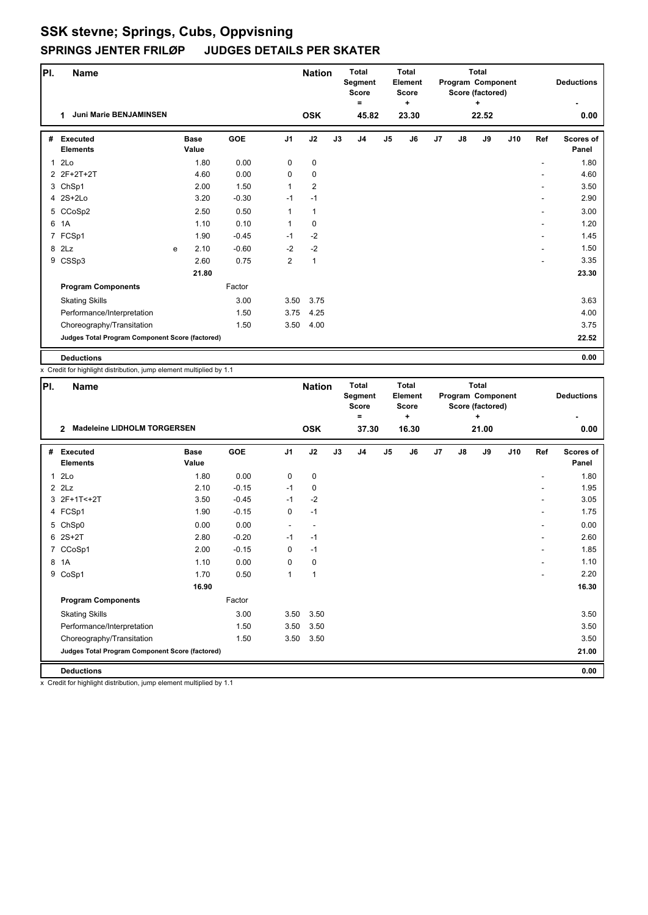# SSK stevne; Springs, Cubs, Oppvisning

## SPRINGS JENTER FRILØP JUDGES DETAILS PER SKATER

| Pl. | Name | Nation | Total Segment Score = | Total Element Score + | Total Program Component Score (factored) + | Deductions - |
|---|---|---|---|---|---|---|
| 1 | Juni Marie BENJAMINSEN | OSK | 45.82 | 23.30 | 22.52 | 0.00 |

| # | Executed Elements | | Base Value | GOE | J1 | J2 | J3 | J4 | J5 | J6 | J7 | J8 | J9 | J10 | Ref | Scores of Panel |
|---|---|---|---|---|---|---|---|---|---|---|---|---|---|---|---|---|
| 1 | 2Lo | | 1.80 | 0.00 | 0 | 0 | | | | | | | | | - | 1.80 |
| 2 | 2F+2T+2T | | 4.60 | 0.00 | 0 | 0 | | | | | | | | | - | 4.60 |
| 3 | ChSp1 | | 2.00 | 1.50 | 1 | 2 | | | | | | | | | - | 3.50 |
| 4 | 2S+2Lo | | 3.20 | -0.30 | -1 | -1 | | | | | | | | | - | 2.90 |
| 5 | CCoSp2 | | 2.50 | 0.50 | 1 | 1 | | | | | | | | | - | 3.00 |
| 6 | 1A | | 1.10 | 0.10 | 1 | 0 | | | | | | | | | - | 1.20 |
| 7 | FCSp1 | | 1.90 | -0.45 | -1 | -2 | | | | | | | | | - | 1.45 |
| 8 | 2Lz | e | 2.10 | -0.60 | -2 | -2 | | | | | | | | | - | 1.50 |
| 9 | CSSp3 | | 2.60 | 0.75 | 2 | 1 | | | | | | | | | - | 3.35 |
| | | | 21.80 | | | | | | | | | | | | | 23.30 |
| | **Program Components** | | | Factor | | | | | | | | | | | | |
| | Skating Skills | | | 3.00 | 3.50 | 3.75 | | | | | | | | | | 3.63 |
| | Performance/Interpretation | | | 1.50 | 3.75 | 4.25 | | | | | | | | | | 4.00 |
| | Choreography/Transitation | | | 1.50 | 3.50 | 4.00 | | | | | | | | | | 3.75 |
| | **Judges Total Program Component Score (factored)** | | | | | | | | | | | | | | | 22.52 |
| | **Deductions** | | | | | | | | | | | | | | | 0.00 |

x Credit for highlight distribution, jump element multiplied by 1.1

| Pl. | Name | Nation | Total Segment Score = | Total Element Score + | Total Program Component Score (factored) + | Deductions - |
|---|---|---|---|---|---|---|
| 2 | Madeleine LIDHOLM TORGERSEN | OSK | 37.30 | 16.30 | 21.00 | 0.00 |

| # | Executed Elements | Base Value | GOE | J1 | J2 | J3 | J4 | J5 | J6 | J7 | J8 | J9 | J10 | Ref | Scores of Panel |
|---|---|---|---|---|---|---|---|---|---|---|---|---|---|---|---|
| 1 | 2Lo | 1.80 | 0.00 | 0 | 0 | | | | | | | | | - | 1.80 |
| 2 | 2Lz | 2.10 | -0.15 | -1 | 0 | | | | | | | | | - | 1.95 |
| 3 | 2F+1T<+2T | 3.50 | -0.45 | -1 | -2 | | | | | | | | | - | 3.05 |
| 4 | FCSp1 | 1.90 | -0.15 | 0 | -1 | | | | | | | | | - | 1.75 |
| 5 | ChSp0 | 0.00 | 0.00 | - | - | | | | | | | | | - | 0.00 |
| 6 | 2S+2T | 2.80 | -0.20 | -1 | -1 | | | | | | | | | - | 2.60 |
| 7 | CCoSp1 | 2.00 | -0.15 | 0 | -1 | | | | | | | | | - | 1.85 |
| 8 | 1A | 1.10 | 0.00 | 0 | 0 | | | | | | | | | - | 1.10 |
| 9 | CoSp1 | 1.70 | 0.50 | 1 | 1 | | | | | | | | | - | 2.20 |
| | | 16.90 | | | | | | | | | | | | | 16.30 |
| | **Program Components** | | Factor | | | | | | | | | | | | |
| | Skating Skills | | 3.00 | 3.50 | 3.50 | | | | | | | | | | 3.50 |
| | Performance/Interpretation | | 1.50 | 3.50 | 3.50 | | | | | | | | | | 3.50 |
| | Choreography/Transitation | | 1.50 | 3.50 | 3.50 | | | | | | | | | | 3.50 |
| | **Judges Total Program Component Score (factored)** | | | | | | | | | | | | | | 21.00 |
| | **Deductions** | | | | | | | | | | | | | | 0.00 |

x Credit for highlight distribution, jump element multiplied by 1.1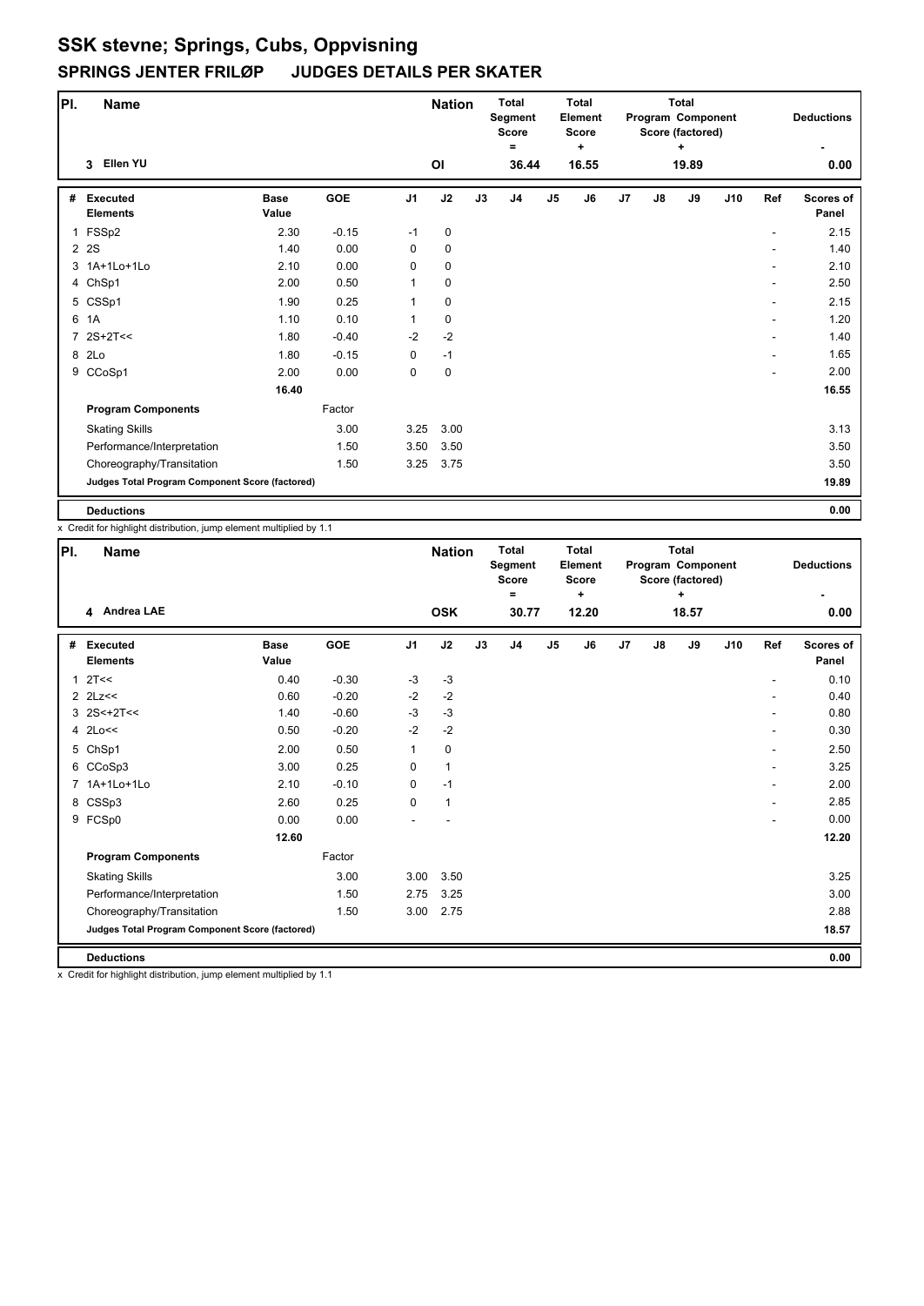# SSK stevne; Springs, Cubs, Oppvisning

## SPRINGS JENTER FRILØP JUDGES DETAILS PER SKATER

| Pl. | Name | Nation | Total Segment Score = | Total Element Score + | Total Program Component Score (factored) + | Deductions - |
|---|---|---|---|---|---|---|
| 3 | Ellen YU | OI | 36.44 | 16.55 | 19.89 | 0.00 |

| # | Executed Elements | Base Value | GOE | J1 | J2 | J3 | J4 | J5 | J6 | J7 | J8 | J9 | J10 | Ref | Scores of Panel |
|---|---|---|---|---|---|---|---|---|---|---|---|---|---|---|---|
| 1 | FSSp2 | 2.30 | -0.15 | -1 | 0 | | | | | | | | | - | 2.15 |
| 2 | 2S | 1.40 | 0.00 | 0 | 0 | | | | | | | | | - | 1.40 |
| 3 | 1A+1Lo+1Lo | 2.10 | 0.00 | 0 | 0 | | | | | | | | | - | 2.10 |
| 4 | ChSp1 | 2.00 | 0.50 | 1 | 0 | | | | | | | | | - | 2.50 |
| 5 | CSSp1 | 1.90 | 0.25 | 1 | 0 | | | | | | | | | - | 2.15 |
| 6 | 1A | 1.10 | 0.10 | 1 | 0 | | | | | | | | | - | 1.20 |
| 7 | 2S+2T<< | 1.80 | -0.40 | -2 | -2 | | | | | | | | | - | 1.40 |
| 8 | 2Lo | 1.80 | -0.15 | 0 | -1 | | | | | | | | | - | 1.65 |
| 9 | CCoSp1 | 2.00 | 0.00 | 0 | 0 | | | | | | | | | - | 2.00 |
| | | 16.40 | | | | | | | | | | | | | 16.55 |
| | **Program Components** | | Factor | | | | | | | | | | | | |
| | Skating Skills | | 3.00 | 3.25 | 3.00 | | | | | | | | | | 3.13 |
| | Performance/Interpretation | | 1.50 | 3.50 | 3.50 | | | | | | | | | | 3.50 |
| | Choreography/Transitation | | 1.50 | 3.25 | 3.75 | | | | | | | | | | 3.50 |
| | **Judges Total Program Component Score (factored)** | | | | | | | | | | | | | | 19.89 |
| | **Deductions** | | | | | | | | | | | | | | 0.00 |

x Credit for highlight distribution, jump element multiplied by 1.1

| Pl. | Name | Nation | Total Segment Score = | Total Element Score + | Total Program Component Score (factored) + | Deductions - |
|---|---|---|---|---|---|---|
| 4 | Andrea LAE | OSK | 30.77 | 12.20 | 18.57 | 0.00 |

| # | Executed Elements | Base Value | GOE | J1 | J2 | J3 | J4 | J5 | J6 | J7 | J8 | J9 | J10 | Ref | Scores of Panel |
|---|---|---|---|---|---|---|---|---|---|---|---|---|---|---|---|
| 1 | 2T<< | 0.40 | -0.30 | -3 | -3 | | | | | | | | | - | 0.10 |
| 2 | 2Lz<< | 0.60 | -0.20 | -2 | -2 | | | | | | | | | - | 0.40 |
| 3 | 2S<+2T<< | 1.40 | -0.60 | -3 | -3 | | | | | | | | | - | 0.80 |
| 4 | 2Lo<< | 0.50 | -0.20 | -2 | -2 | | | | | | | | | - | 0.30 |
| 5 | ChSp1 | 2.00 | 0.50 | 1 | 0 | | | | | | | | | - | 2.50 |
| 6 | CCoSp3 | 3.00 | 0.25 | 0 | 1 | | | | | | | | | - | 3.25 |
| 7 | 1A+1Lo+1Lo | 2.10 | -0.10 | 0 | -1 | | | | | | | | | - | 2.00 |
| 8 | CSSp3 | 2.60 | 0.25 | 0 | 1 | | | | | | | | | - | 2.85 |
| 9 | FCSp0 | 0.00 | 0.00 | - | - | | | | | | | | | - | 0.00 |
| | | 12.60 | | | | | | | | | | | | | 12.20 |
| | **Program Components** | | Factor | | | | | | | | | | | | |
| | Skating Skills | | 3.00 | 3.00 | 3.50 | | | | | | | | | | 3.25 |
| | Performance/Interpretation | | 1.50 | 2.75 | 3.25 | | | | | | | | | | 3.00 |
| | Choreography/Transitation | | 1.50 | 3.00 | 2.75 | | | | | | | | | | 2.88 |
| | **Judges Total Program Component Score (factored)** | | | | | | | | | | | | | | 18.57 |
| | **Deductions** | | | | | | | | | | | | | | 0.00 |

x Credit for highlight distribution, jump element multiplied by 1.1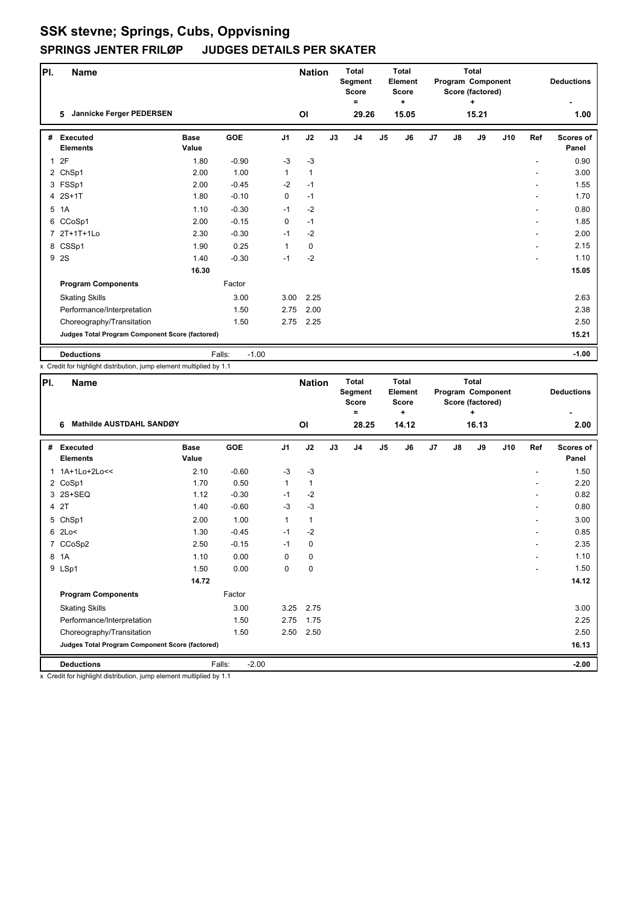# SSK stevne; Springs, Cubs, Oppvisning

## SPRINGS JENTER FRILØP JUDGES DETAILS PER SKATER

| Pl. | Name | Nation | Total Segment Score = | Total Element Score + | Total Program Component Score (factored) + | Deductions - |
|---|---|---|---|---|---|---|
| 5 | Jannicke Ferger PEDERSEN | OI | 29.26 | 15.05 | 15.21 | 1.00 |

| # | Executed Elements | Base Value | GOE | J1 | J2 | J3 | J4 | J5 | J6 | J7 | J8 | J9 | J10 | Ref | Scores of Panel |
|---|---|---|---|---|---|---|---|---|---|---|---|---|---|---|---|
| 1 | 2F | 1.80 | -0.90 | -3 | -3 | | | | | | | | | - | 0.90 |
| 2 | ChSp1 | 2.00 | 1.00 | 1 | 1 | | | | | | | | | - | 3.00 |
| 3 | FSSp1 | 2.00 | -0.45 | -2 | -1 | | | | | | | | | - | 1.55 |
| 4 | 2S+1T | 1.80 | -0.10 | 0 | -1 | | | | | | | | | - | 1.70 |
| 5 | 1A | 1.10 | -0.30 | -1 | -2 | | | | | | | | | - | 0.80 |
| 6 | CCoSp1 | 2.00 | -0.15 | 0 | -1 | | | | | | | | | - | 1.85 |
| 7 | 2T+1T+1Lo | 2.30 | -0.30 | -1 | -2 | | | | | | | | | - | 2.00 |
| 8 | CSSp1 | 1.90 | 0.25 | 1 | 0 | | | | | | | | | - | 2.15 |
| 9 | 2S | 1.40 | -0.30 | -1 | -2 | | | | | | | | | - | 1.10 |
| | | 16.30 | | | | | | | | | | | | | 15.05 |
| | **Program Components** | | Factor | | | | | | | | | | | | |
| | Skating Skills | | 3.00 | 3.00 | 2.25 | | | | | | | | | | 2.63 |
| | Performance/Interpretation | | 1.50 | 2.75 | 2.00 | | | | | | | | | | 2.38 |
| | Choreography/Transitation | | 1.50 | 2.75 | 2.25 | | | | | | | | | | 2.50 |
| | **Judges Total Program Component Score (factored)** | | | | | | | | | | | | | | 15.21 |
| | **Deductions** | | Falls: -1.00 | | | | | | | | | | | | -1.00 |

x Credit for highlight distribution, jump element multiplied by 1.1

| Pl. | Name | Nation | Total Segment Score = | Total Element Score + | Total Program Component Score (factored) + | Deductions - |
|---|---|---|---|---|---|---|
| 6 | Mathilde AUSTDAHL SANDØY | OI | 28.25 | 14.12 | 16.13 | 2.00 |

| # | Executed Elements | Base Value | GOE | J1 | J2 | J3 | J4 | J5 | J6 | J7 | J8 | J9 | J10 | Ref | Scores of Panel |
|---|---|---|---|---|---|---|---|---|---|---|---|---|---|---|---|
| 1 | 1A+1Lo+2Lo<< | 2.10 | -0.60 | -3 | -3 | | | | | | | | | - | 1.50 |
| 2 | CoSp1 | 1.70 | 0.50 | 1 | 1 | | | | | | | | | - | 2.20 |
| 3 | 2S+SEQ | 1.12 | -0.30 | -1 | -2 | | | | | | | | | - | 0.82 |
| 4 | 2T | 1.40 | -0.60 | -3 | -3 | | | | | | | | | - | 0.80 |
| 5 | ChSp1 | 2.00 | 1.00 | 1 | 1 | | | | | | | | | - | 3.00 |
| 6 | 2Lo< | 1.30 | -0.45 | -1 | -2 | | | | | | | | | - | 0.85 |
| 7 | CCoSp2 | 2.50 | -0.15 | -1 | 0 | | | | | | | | | - | 2.35 |
| 8 | 1A | 1.10 | 0.00 | 0 | 0 | | | | | | | | | - | 1.10 |
| 9 | LSp1 | 1.50 | 0.00 | 0 | 0 | | | | | | | | | - | 1.50 |
| | | 14.72 | | | | | | | | | | | | | 14.12 |
| | **Program Components** | | Factor | | | | | | | | | | | | |
| | Skating Skills | | 3.00 | 3.25 | 2.75 | | | | | | | | | | 3.00 |
| | Performance/Interpretation | | 1.50 | 2.75 | 1.75 | | | | | | | | | | 2.25 |
| | Choreography/Transitation | | 1.50 | 2.50 | 2.50 | | | | | | | | | | 2.50 |
| | **Judges Total Program Component Score (factored)** | | | | | | | | | | | | | | 16.13 |
| | **Deductions** | | Falls: -2.00 | | | | | | | | | | | | -2.00 |

x Credit for highlight distribution, jump element multiplied by 1.1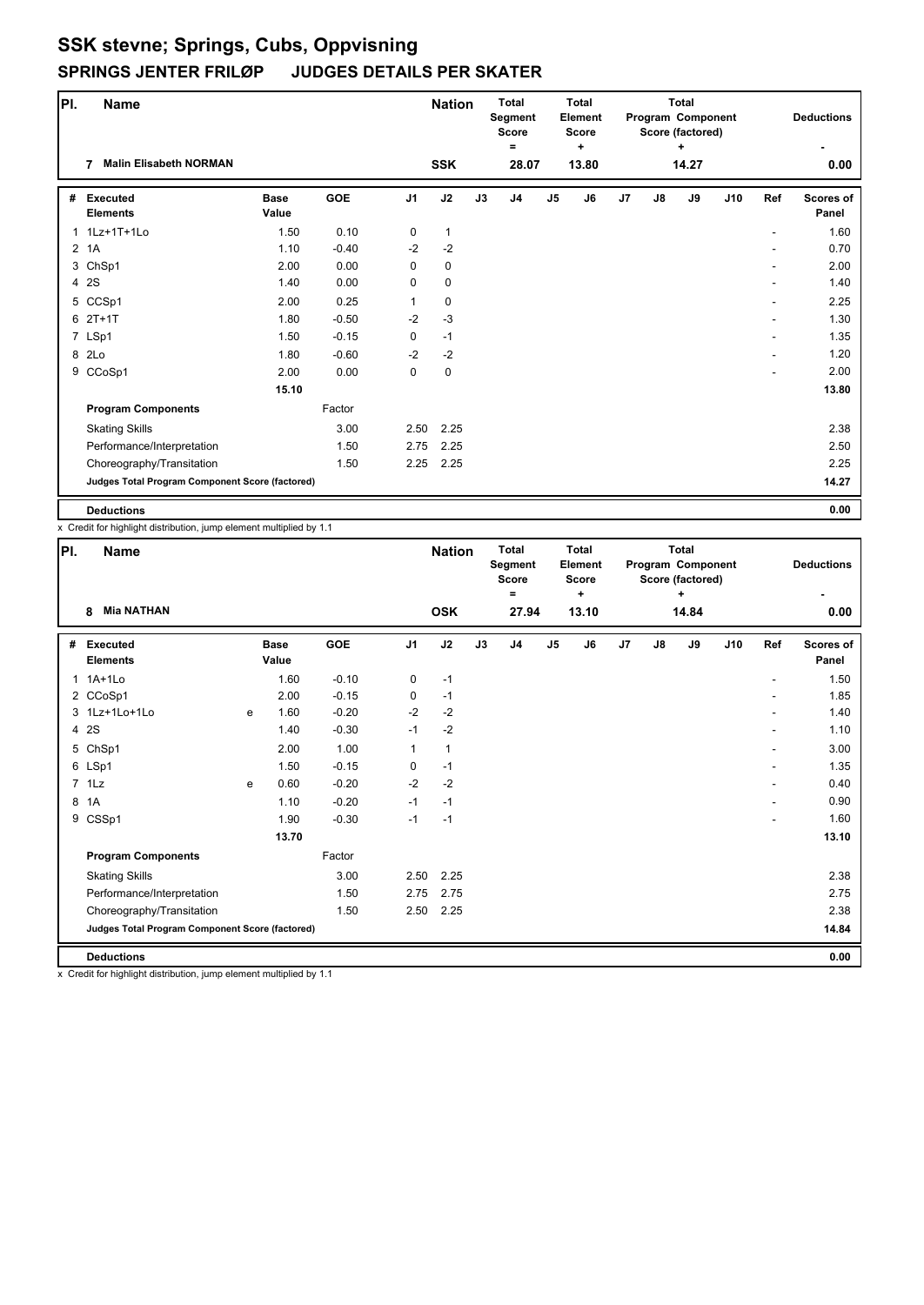# SSK stevne; Springs, Cubs, Oppvisning

## SPRINGS JENTER FRILØP JUDGES DETAILS PER SKATER

| Pl. | Name | Nation | Total Segment Score = | Total Element Score + | Total Program Component Score (factored) + | Deductions - |
|---|---|---|---|---|---|---|
| 7 | Malin Elisabeth NORMAN | SSK | 28.07 | 13.80 | 14.27 | 0.00 |

| # | Executed Elements | Base Value | GOE | J1 | J2 | J3 | J4 | J5 | J6 | J7 | J8 | J9 | J10 | Ref | Scores of Panel |
|---|---|---|---|---|---|---|---|---|---|---|---|---|---|---|---|
| 1 | 1Lz+1T+1Lo | 1.50 | 0.10 | 0 | 1 | | | | | | | | | - | 1.60 |
| 2 | 1A | 1.10 | -0.40 | -2 | -2 | | | | | | | | | - | 0.70 |
| 3 | ChSp1 | 2.00 | 0.00 | 0 | 0 | | | | | | | | | - | 2.00 |
| 4 | 2S | 1.40 | 0.00 | 0 | 0 | | | | | | | | | - | 1.40 |
| 5 | CCSp1 | 2.00 | 0.25 | 1 | 0 | | | | | | | | | - | 2.25 |
| 6 | 2T+1T | 1.80 | -0.50 | -2 | -3 | | | | | | | | | - | 1.30 |
| 7 | LSp1 | 1.50 | -0.15 | 0 | -1 | | | | | | | | | - | 1.35 |
| 8 | 2Lo | 1.80 | -0.60 | -2 | -2 | | | | | | | | | - | 1.20 |
| 9 | CCoSp1 | 2.00 | 0.00 | 0 | 0 | | | | | | | | | - | 2.00 |
| | | 15.10 | | | | | | | | | | | | | 13.80 |
| | **Program Components** | | Factor | | | | | | | | | | | | |
| | Skating Skills | | 3.00 | 2.50 | 2.25 | | | | | | | | | | 2.38 |
| | Performance/Interpretation | | 1.50 | 2.75 | 2.25 | | | | | | | | | | 2.50 |
| | Choreography/Transitation | | 1.50 | 2.25 | 2.25 | | | | | | | | | | 2.25 |
| | **Judges Total Program Component Score (factored)** | | | | | | | | | | | | | | 14.27 |
| | **Deductions** | | | | | | | | | | | | | | 0.00 |

x Credit for highlight distribution, jump element multiplied by 1.1

| Pl. | Name | Nation | Total Segment Score = | Total Element Score + | Total Program Component Score (factored) + | Deductions - |
|---|---|---|---|---|---|---|
| 8 | Mia NATHAN | OSK | 27.94 | 13.10 | 14.84 | 0.00 |

| # | Executed Elements | | Base Value | GOE | J1 | J2 | J3 | J4 | J5 | J6 | J7 | J8 | J9 | J10 | Ref | Scores of Panel |
|---|---|---|---|---|---|---|---|---|---|---|---|---|---|---|---|---|
| 1 | 1A+1Lo | | 1.60 | -0.10 | 0 | -1 | | | | | | | | | - | 1.50 |
| 2 | CCoSp1 | | 2.00 | -0.15 | 0 | -1 | | | | | | | | | - | 1.85 |
| 3 | 1Lz+1Lo+1Lo | e | 1.60 | -0.20 | -2 | -2 | | | | | | | | | - | 1.40 |
| 4 | 2S | | 1.40 | -0.30 | -1 | -2 | | | | | | | | | - | 1.10 |
| 5 | ChSp1 | | 2.00 | 1.00 | 1 | 1 | | | | | | | | | - | 3.00 |
| 6 | LSp1 | | 1.50 | -0.15 | 0 | -1 | | | | | | | | | - | 1.35 |
| 7 | 1Lz | e | 0.60 | -0.20 | -2 | -2 | | | | | | | | | - | 0.40 |
| 8 | 1A | | 1.10 | -0.20 | -1 | -1 | | | | | | | | | - | 0.90 |
| 9 | CSSp1 | | 1.90 | -0.30 | -1 | -1 | | | | | | | | | - | 1.60 |
| | | | 13.70 | | | | | | | | | | | | | 13.10 |
| | **Program Components** | | | Factor | | | | | | | | | | | | |
| | Skating Skills | | | 3.00 | 2.50 | 2.25 | | | | | | | | | | 2.38 |
| | Performance/Interpretation | | | 1.50 | 2.75 | 2.75 | | | | | | | | | | 2.75 |
| | Choreography/Transitation | | | 1.50 | 2.50 | 2.25 | | | | | | | | | | 2.38 |
| | **Judges Total Program Component Score (factored)** | | | | | | | | | | | | | | | 14.84 |
| | **Deductions** | | | | | | | | | | | | | | | 0.00 |

x Credit for highlight distribution, jump element multiplied by 1.1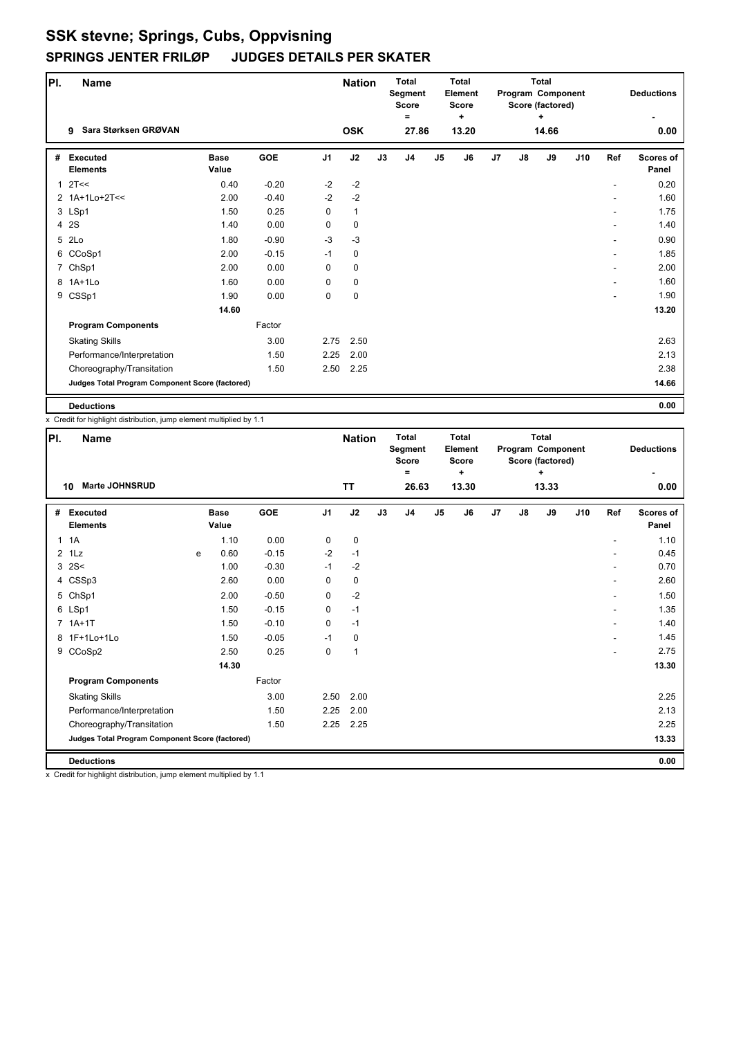# SSK stevne; Springs, Cubs, Oppvisning

## SPRINGS JENTER FRILØP JUDGES DETAILS PER SKATER

| Pl. | Name | Nation | Total Segment Score = | Total Element Score + | Total Program Component Score (factored) + | Deductions - |
|---|---|---|---|---|---|---|
| 9 | Sara Størksen GRØVAN | OSK | 27.86 | 13.20 | 14.66 | 0.00 |

| # | Executed Elements | | Base Value | GOE | J1 | J2 | J3 | J4 | J5 | J6 | J7 | J8 | J9 | J10 | Ref | Scores of Panel |
|---|---|---|---|---|---|---|---|---|---|---|---|---|---|---|---|---|
| 1 | 2T<< | | 0.40 | -0.20 | -2 | -2 | | | | | | | | | - | 0.20 |
| 2 | 1A+1Lo+2T<< | | 2.00 | -0.40 | -2 | -2 | | | | | | | | | - | 1.60 |
| 3 | LSp1 | | 1.50 | 0.25 | 0 | 1 | | | | | | | | | - | 1.75 |
| 4 | 2S | | 1.40 | 0.00 | 0 | 0 | | | | | | | | | - | 1.40 |
| 5 | 2Lo | | 1.80 | -0.90 | -3 | -3 | | | | | | | | | - | 0.90 |
| 6 | CCoSp1 | | 2.00 | -0.15 | -1 | 0 | | | | | | | | | - | 1.85 |
| 7 | ChSp1 | | 2.00 | 0.00 | 0 | 0 | | | | | | | | | - | 2.00 |
| 8 | 1A+1Lo | | 1.60 | 0.00 | 0 | 0 | | | | | | | | | - | 1.60 |
| 9 | CSSp1 | | 1.90 | 0.00 | 0 | 0 | | | | | | | | | - | 1.90 |
| | | | 14.60 | | | | | | | | | | | | | 13.20 |
| | **Program Components** | | | Factor | | | | | | | | | | | | |
| | Skating Skills | | | 3.00 | 2.75 | 2.50 | | | | | | | | | | 2.63 |
| | Performance/Interpretation | | | 1.50 | 2.25 | 2.00 | | | | | | | | | | 2.13 |
| | Choreography/Transitation | | | 1.50 | 2.50 | 2.25 | | | | | | | | | | 2.38 |
| | **Judges Total Program Component Score (factored)** | | | | | | | | | | | | | | | 14.66 |
| | **Deductions** | | | | | | | | | | | | | | | 0.00 |

x Credit for highlight distribution, jump element multiplied by 1.1

| Pl. | Name | Nation | Total Segment Score = | Total Element Score + | Total Program Component Score (factored) + | Deductions - |
|---|---|---|---|---|---|---|
| 10 | Marte JOHNSRUD | TT | 26.63 | 13.30 | 13.33 | 0.00 |

| # | Executed Elements | | Base Value | GOE | J1 | J2 | J3 | J4 | J5 | J6 | J7 | J8 | J9 | J10 | Ref | Scores of Panel |
|---|---|---|---|---|---|---|---|---|---|---|---|---|---|---|---|---|
| 1 | 1A | | 1.10 | 0.00 | 0 | 0 | | | | | | | | | - | 1.10 |
| 2 | 1Lz | e | 0.60 | -0.15 | -2 | -1 | | | | | | | | | - | 0.45 |
| 3 | 2S< | | 1.00 | -0.30 | -1 | -2 | | | | | | | | | - | 0.70 |
| 4 | CSSp3 | | 2.60 | 0.00 | 0 | 0 | | | | | | | | | - | 2.60 |
| 5 | ChSp1 | | 2.00 | -0.50 | 0 | -2 | | | | | | | | | - | 1.50 |
| 6 | LSp1 | | 1.50 | -0.15 | 0 | -1 | | | | | | | | | - | 1.35 |
| 7 | 1A+1T | | 1.50 | -0.10 | 0 | -1 | | | | | | | | | - | 1.40 |
| 8 | 1F+1Lo+1Lo | | 1.50 | -0.05 | -1 | 0 | | | | | | | | | - | 1.45 |
| 9 | CCoSp2 | | 2.50 | 0.25 | 0 | 1 | | | | | | | | | - | 2.75 |
| | | | 14.30 | | | | | | | | | | | | | 13.30 |
| | **Program Components** | | | Factor | | | | | | | | | | | | |
| | Skating Skills | | | 3.00 | 2.50 | 2.00 | | | | | | | | | | 2.25 |
| | Performance/Interpretation | | | 1.50 | 2.25 | 2.00 | | | | | | | | | | 2.13 |
| | Choreography/Transitation | | | 1.50 | 2.25 | 2.25 | | | | | | | | | | 2.25 |
| | **Judges Total Program Component Score (factored)** | | | | | | | | | | | | | | | 13.33 |
| | **Deductions** | | | | | | | | | | | | | | | 0.00 |

x Credit for highlight distribution, jump element multiplied by 1.1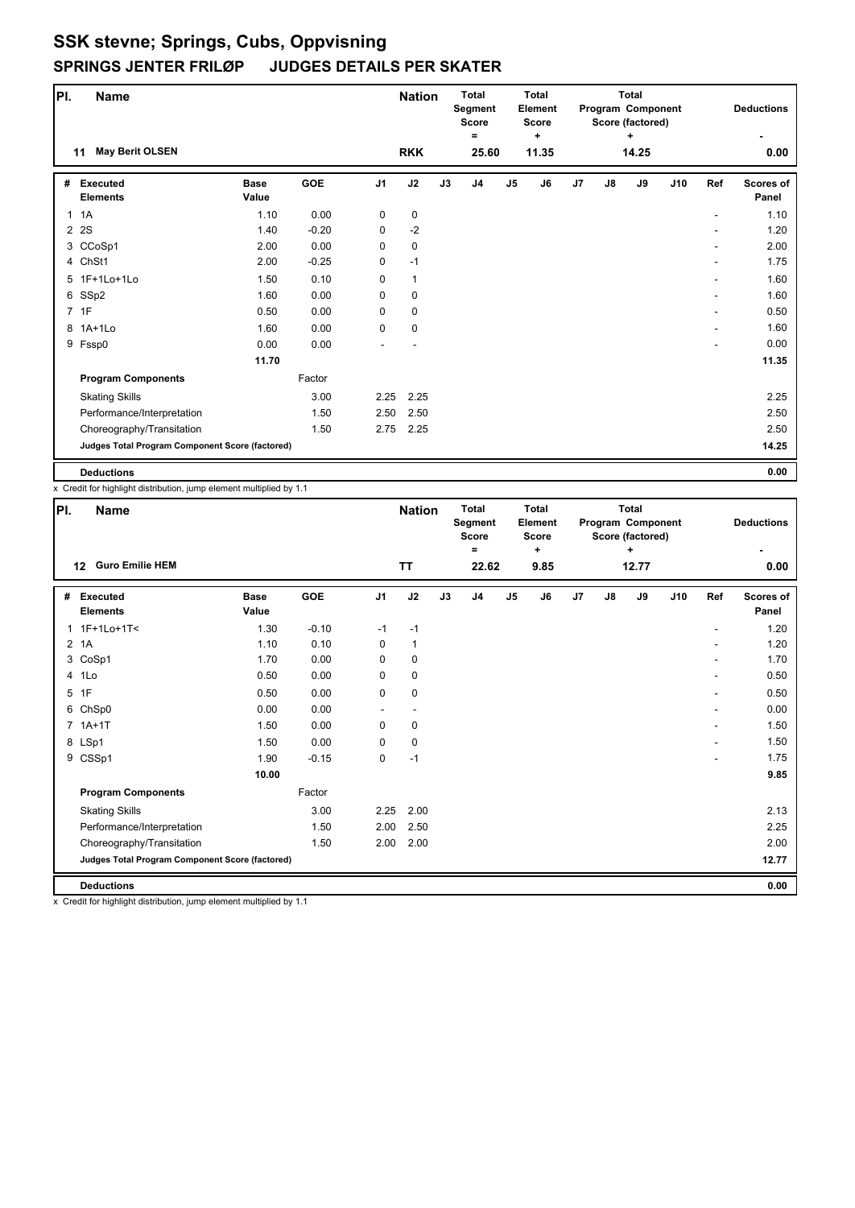# SSK stevne; Springs, Cubs, Oppvisning

## SPRINGS JENTER FRILØP JUDGES DETAILS PER SKATER

| Pl. | Name | Nation | Total Segment Score = | Total Element Score + | Total Program Component Score (factored) + | Deductions - |
|---|---|---|---|---|---|---|
| 11 | May Berit OLSEN | RKK | 25.60 | 11.35 | 14.25 | 0.00 |

| # | Executed Elements | Base Value | GOE | J1 | J2 | J3 | J4 | J5 | J6 | J7 | J8 | J9 | J10 | Ref | Scores of Panel |
|---|---|---|---|---|---|---|---|---|---|---|---|---|---|---|---|
| 1 | 1A | 1.10 | 0.00 | 0 | 0 | | | | | | | | | - | 1.10 |
| 2 | 2S | 1.40 | -0.20 | 0 | -2 | | | | | | | | | - | 1.20 |
| 3 | CCoSp1 | 2.00 | 0.00 | 0 | 0 | | | | | | | | | - | 2.00 |
| 4 | ChSt1 | 2.00 | -0.25 | 0 | -1 | | | | | | | | | - | 1.75 |
| 5 | 1F+1Lo+1Lo | 1.50 | 0.10 | 0 | 1 | | | | | | | | | - | 1.60 |
| 6 | SSp2 | 1.60 | 0.00 | 0 | 0 | | | | | | | | | - | 1.60 |
| 7 | 1F | 0.50 | 0.00 | 0 | 0 | | | | | | | | | - | 0.50 |
| 8 | 1A+1Lo | 1.60 | 0.00 | 0 | 0 | | | | | | | | | - | 1.60 |
| 9 | Fssp0 | 0.00 | 0.00 | - | - | | | | | | | | | - | 0.00 |
| | | 11.70 | | | | | | | | | | | | | 11.35 |
| | **Program Components** | | Factor | | | | | | | | | | | | |
| | Skating Skills | | 3.00 | 2.25 | 2.25 | | | | | | | | | | 2.25 |
| | Performance/Interpretation | | 1.50 | 2.50 | 2.50 | | | | | | | | | | 2.50 |
| | Choreography/Transitation | | 1.50 | 2.75 | 2.25 | | | | | | | | | | 2.50 |
| | **Judges Total Program Component Score (factored)** | | | | | | | | | | | | | | 14.25 |
| | **Deductions** | | | | | | | | | | | | | | 0.00 |

x Credit for highlight distribution, jump element multiplied by 1.1

| Pl. | Name | Nation | Total Segment Score = | Total Element Score + | Total Program Component Score (factored) + | Deductions - |
|---|---|---|---|---|---|---|
| 12 | Guro Emilie HEM | TT | 22.62 | 9.85 | 12.77 | 0.00 |

| # | Executed Elements | Base Value | GOE | J1 | J2 | J3 | J4 | J5 | J6 | J7 | J8 | J9 | J10 | Ref | Scores of Panel |
|---|---|---|---|---|---|---|---|---|---|---|---|---|---|---|---|
| 1 | 1F+1Lo+1T< | 1.30 | -0.10 | -1 | -1 | | | | | | | | | - | 1.20 |
| 2 | 1A | 1.10 | 0.10 | 0 | 1 | | | | | | | | | - | 1.20 |
| 3 | CoSp1 | 1.70 | 0.00 | 0 | 0 | | | | | | | | | - | 1.70 |
| 4 | 1Lo | 0.50 | 0.00 | 0 | 0 | | | | | | | | | - | 0.50 |
| 5 | 1F | 0.50 | 0.00 | 0 | 0 | | | | | | | | | - | 0.50 |
| 6 | ChSp0 | 0.00 | 0.00 | - | - | | | | | | | | | - | 0.00 |
| 7 | 1A+1T | 1.50 | 0.00 | 0 | 0 | | | | | | | | | - | 1.50 |
| 8 | LSp1 | 1.50 | 0.00 | 0 | 0 | | | | | | | | | - | 1.50 |
| 9 | CSSp1 | 1.90 | -0.15 | 0 | -1 | | | | | | | | | - | 1.75 |
| | | 10.00 | | | | | | | | | | | | | 9.85 |
| | **Program Components** | | Factor | | | | | | | | | | | | |
| | Skating Skills | | 3.00 | 2.25 | 2.00 | | | | | | | | | | 2.13 |
| | Performance/Interpretation | | 1.50 | 2.00 | 2.50 | | | | | | | | | | 2.25 |
| | Choreography/Transitation | | 1.50 | 2.00 | 2.00 | | | | | | | | | | 2.00 |
| | **Judges Total Program Component Score (factored)** | | | | | | | | | | | | | | 12.77 |
| | **Deductions** | | | | | | | | | | | | | | 0.00 |

x Credit for highlight distribution, jump element multiplied by 1.1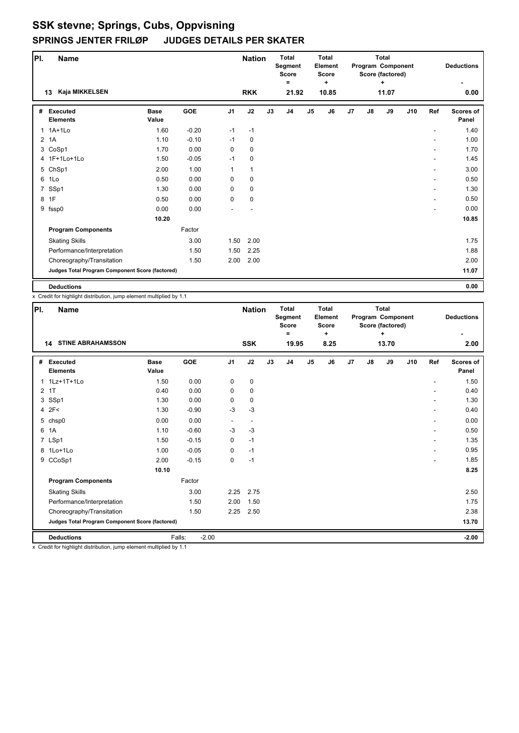# SSK stevne; Springs, Cubs, Oppvisning

## SPRINGS JENTER FRILØP JUDGES DETAILS PER SKATER

| Pl. | Name | Nation | Total Segment Score = | Total Element Score + | Total Program Component Score (factored) + | Deductions - |
|---|---|---|---|---|---|---|
| 13 | Kaja MIKKELSEN | RKK | 21.92 | 10.85 | 11.07 | 0.00 |

| # | Executed Elements | Base Value | GOE | J1 | J2 | J3 | J4 | J5 | J6 | J7 | J8 | J9 | J10 | Ref | Scores of Panel |
|---|---|---|---|---|---|---|---|---|---|---|---|---|---|---|---|
| 1 | 1A+1Lo | 1.60 | -0.20 | -1 | -1 | | | | | | | | | - | 1.40 |
| 2 | 1A | 1.10 | -0.10 | -1 | 0 | | | | | | | | | - | 1.00 |
| 3 | CoSp1 | 1.70 | 0.00 | 0 | 0 | | | | | | | | | - | 1.70 |
| 4 | 1F+1Lo+1Lo | 1.50 | -0.05 | -1 | 0 | | | | | | | | | - | 1.45 |
| 5 | ChSp1 | 2.00 | 1.00 | 1 | 1 | | | | | | | | | - | 3.00 |
| 6 | 1Lo | 0.50 | 0.00 | 0 | 0 | | | | | | | | | - | 0.50 |
| 7 | SSp1 | 1.30 | 0.00 | 0 | 0 | | | | | | | | | - | 1.30 |
| 8 | 1F | 0.50 | 0.00 | 0 | 0 | | | | | | | | | - | 0.50 |
| 9 | fssp0 | 0.00 | 0.00 | - | - | | | | | | | | | - | 0.00 |
| | | 10.20 | | | | | | | | | | | | | 10.85 |
| | **Program Components** | | Factor | | | | | | | | | | | | |
| | Skating Skills | | 3.00 | 1.50 | 2.00 | | | | | | | | | | 1.75 |
| | Performance/Interpretation | | 1.50 | 1.50 | 2.25 | | | | | | | | | | 1.88 |
| | Choreography/Transitation | | 1.50 | 2.00 | 2.00 | | | | | | | | | | 2.00 |
| | **Judges Total Program Component Score (factored)** | | | | | | | | | | | | | | 11.07 |
| | **Deductions** | | | | | | | | | | | | | | 0.00 |

x Credit for highlight distribution, jump element multiplied by 1.1

| Pl. | Name | Nation | Total Segment Score = | Total Element Score + | Total Program Component Score (factored) + | Deductions - |
|---|---|---|---|---|---|---|
| 14 | STINE ABRAHAMSSON | SSK | 19.95 | 8.25 | 13.70 | 2.00 |

| # | Executed Elements | Base Value | GOE | J1 | J2 | J3 | J4 | J5 | J6 | J7 | J8 | J9 | J10 | Ref | Scores of Panel |
|---|---|---|---|---|---|---|---|---|---|---|---|---|---|---|---|
| 1 | 1Lz+1T+1Lo | 1.50 | 0.00 | 0 | 0 | | | | | | | | | - | 1.50 |
| 2 | 1T | 0.40 | 0.00 | 0 | 0 | | | | | | | | | - | 0.40 |
| 3 | SSp1 | 1.30 | 0.00 | 0 | 0 | | | | | | | | | - | 1.30 |
| 4 | 2F< | 1.30 | -0.90 | -3 | -3 | | | | | | | | | - | 0.40 |
| 5 | chsp0 | 0.00 | 0.00 | - | - | | | | | | | | | - | 0.00 |
| 6 | 1A | 1.10 | -0.60 | -3 | -3 | | | | | | | | | - | 0.50 |
| 7 | LSp1 | 1.50 | -0.15 | 0 | -1 | | | | | | | | | - | 1.35 |
| 8 | 1Lo+1Lo | 1.00 | -0.05 | 0 | -1 | | | | | | | | | - | 0.95 |
| 9 | CCoSp1 | 2.00 | -0.15 | 0 | -1 | | | | | | | | | - | 1.85 |
| | | 10.10 | | | | | | | | | | | | | 8.25 |
| | **Program Components** | | Factor | | | | | | | | | | | | |
| | Skating Skills | | 3.00 | 2.25 | 2.75 | | | | | | | | | | 2.50 |
| | Performance/Interpretation | | 1.50 | 2.00 | 1.50 | | | | | | | | | | 1.75 |
| | Choreography/Transitation | | 1.50 | 2.25 | 2.50 | | | | | | | | | | 2.38 |
| | **Judges Total Program Component Score (factored)** | | | | | | | | | | | | | | 13.70 |
| | **Deductions** | | Falls: -2.00 | | | | | | | | | | | | -2.00 |

x Credit for highlight distribution, jump element multiplied by 1.1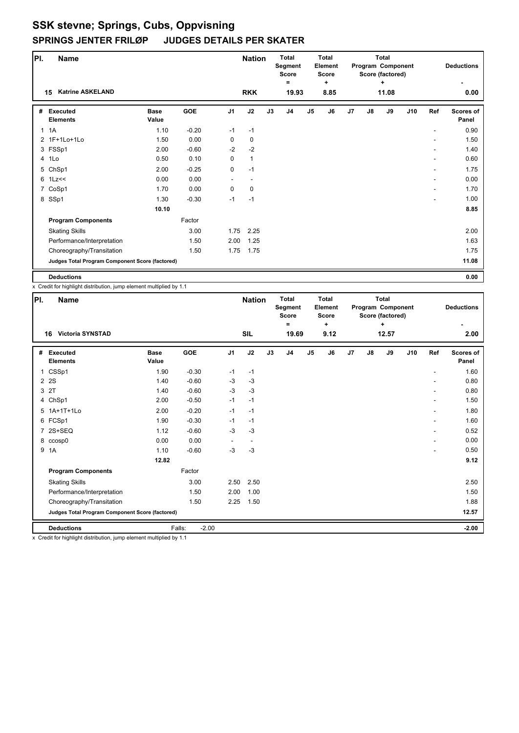# SSK stevne; Springs, Cubs, Oppvisning

## SPRINGS JENTER FRILØP JUDGES DETAILS PER SKATER

| Pl. | Name | Nation | Total Segment Score = | Total Element Score + | Total Program Component Score (factored) + | Deductions - |
|---|---|---|---|---|---|---|
| 15 | Katrine ASKELAND | RKK | 19.93 | 8.85 | 11.08 | 0.00 |

| # | Executed Elements | Base Value | GOE | J1 | J2 | J3 | J4 | J5 | J6 | J7 | J8 | J9 | J10 | Ref | Scores of Panel |
|---|---|---|---|---|---|---|---|---|---|---|---|---|---|---|---|
| 1 | 1A | 1.10 | -0.20 | -1 | -1 | | | | | | | | | - | 0.90 |
| 2 | 1F+1Lo+1Lo | 1.50 | 0.00 | 0 | 0 | | | | | | | | | - | 1.50 |
| 3 | FSSp1 | 2.00 | -0.60 | -2 | -2 | | | | | | | | | - | 1.40 |
| 4 | 1Lo | 0.50 | 0.10 | 0 | 1 | | | | | | | | | - | 0.60 |
| 5 | ChSp1 | 2.00 | -0.25 | 0 | -1 | | | | | | | | | - | 1.75 |
| 6 | 1Lz<< | 0.00 | 0.00 | - | - | | | | | | | | | - | 0.00 |
| 7 | CoSp1 | 1.70 | 0.00 | 0 | 0 | | | | | | | | | - | 1.70 |
| 8 | SSp1 | 1.30 | -0.30 | -1 | -1 | | | | | | | | | - | 1.00 |
| | | 10.10 | | | | | | | | | | | | | 8.85 |
| | **Program Components** | | Factor | | | | | | | | | | | | |
| | Skating Skills | | 3.00 | 1.75 | 2.25 | | | | | | | | | | 2.00 |
| | Performance/Interpretation | | 1.50 | 2.00 | 1.25 | | | | | | | | | | 1.63 |
| | Choreography/Transitation | | 1.50 | 1.75 | 1.75 | | | | | | | | | | 1.75 |
| | **Judges Total Program Component Score (factored)** | | | | | | | | | | | | | | 11.08 |
| | **Deductions** | | | | | | | | | | | | | | 0.00 |

x Credit for highlight distribution, jump element multiplied by 1.1

| Pl. | Name | Nation | Total Segment Score = | Total Element Score + | Total Program Component Score (factored) + | Deductions - |
|---|---|---|---|---|---|---|
| 16 | Victoria SYNSTAD | SIL | 19.69 | 9.12 | 12.57 | 2.00 |

| # | Executed Elements | Base Value | GOE | J1 | J2 | J3 | J4 | J5 | J6 | J7 | J8 | J9 | J10 | Ref | Scores of Panel |
|---|---|---|---|---|---|---|---|---|---|---|---|---|---|---|---|
| 1 | CSSp1 | 1.90 | -0.30 | -1 | -1 | | | | | | | | | - | 1.60 |
| 2 | 2S | 1.40 | -0.60 | -3 | -3 | | | | | | | | | - | 0.80 |
| 3 | 2T | 1.40 | -0.60 | -3 | -3 | | | | | | | | | - | 0.80 |
| 4 | ChSp1 | 2.00 | -0.50 | -1 | -1 | | | | | | | | | - | 1.50 |
| 5 | 1A+1T+1Lo | 2.00 | -0.20 | -1 | -1 | | | | | | | | | - | 1.80 |
| 6 | FCSp1 | 1.90 | -0.30 | -1 | -1 | | | | | | | | | - | 1.60 |
| 7 | 2S+SEQ | 1.12 | -0.60 | -3 | -3 | | | | | | | | | - | 0.52 |
| 8 | ccosp0 | 0.00 | 0.00 | - | - | | | | | | | | | - | 0.00 |
| 9 | 1A | 1.10 | -0.60 | -3 | -3 | | | | | | | | | - | 0.50 |
| | | 12.82 | | | | | | | | | | | | | 9.12 |
| | **Program Components** | | Factor | | | | | | | | | | | | |
| | Skating Skills | | 3.00 | 2.50 | 2.50 | | | | | | | | | | 2.50 |
| | Performance/Interpretation | | 1.50 | 2.00 | 1.00 | | | | | | | | | | 1.50 |
| | Choreography/Transitation | | 1.50 | 2.25 | 1.50 | | | | | | | | | | 1.88 |
| | **Judges Total Program Component Score (factored)** | | | | | | | | | | | | | | 12.57 |
| | **Deductions** | Falls: | -2.00 | | | | | | | | | | | | -2.00 |

x Credit for highlight distribution, jump element multiplied by 1.1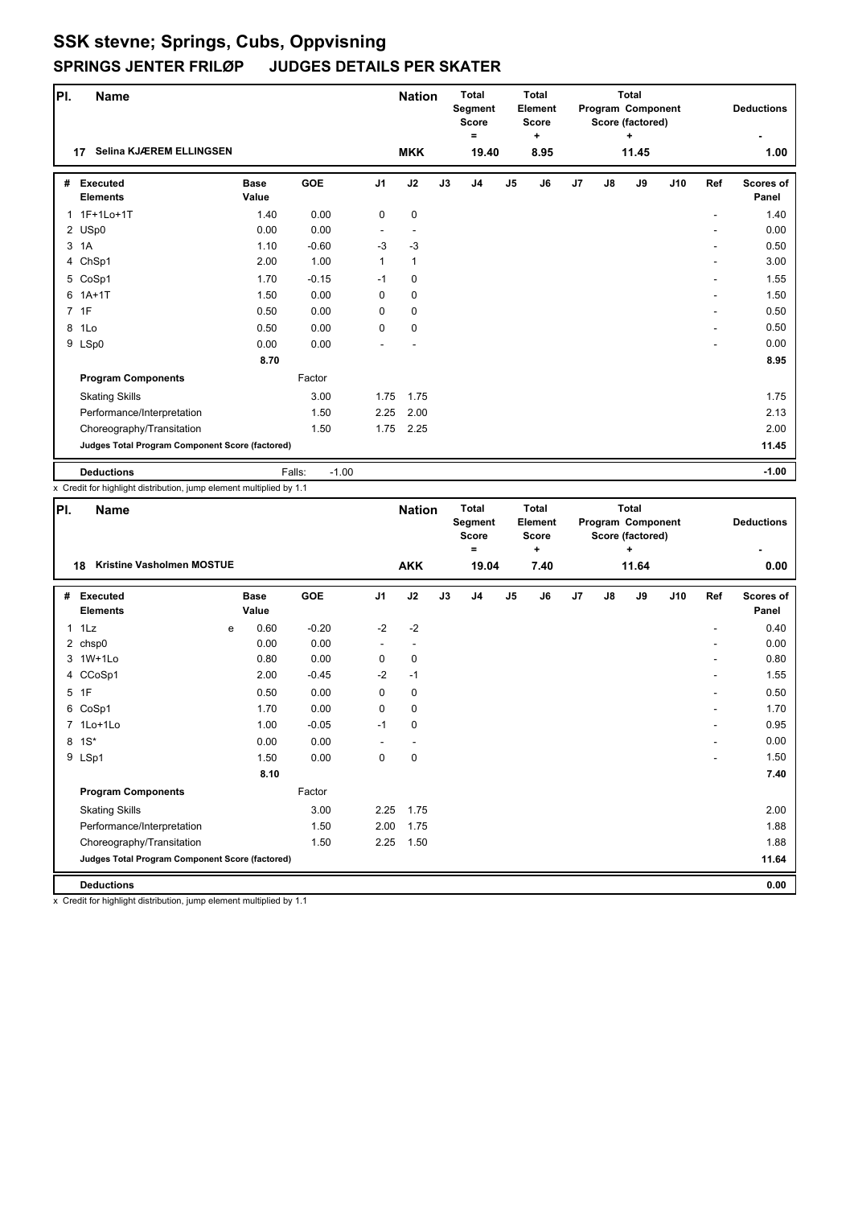# SSK stevne; Springs, Cubs, Oppvisning

## SPRINGS JENTER FRILØP JUDGES DETAILS PER SKATER

| Pl. | Name | Nation | Total Segment Score = | Total Element Score + | Total Program Component Score (factored) + | Deductions - |
|---|---|---|---|---|---|---|
| 17 | Selina KJÆREM ELLINGSEN | MKK | 19.40 | 8.95 | 11.45 | 1.00 |

| # | Executed Elements | | Base Value | GOE | J1 | J2 | J3 | J4 | J5 | J6 | J7 | J8 | J9 | J10 | Ref | Scores of Panel |
|---|---|---|---|---|---|---|---|---|---|---|---|---|---|---|---|---|
| 1 | 1F+1Lo+1T | | 1.40 | 0.00 | 0 | 0 | | | | | | | | | - | 1.40 |
| 2 | USp0 | | 0.00 | 0.00 | - | - | | | | | | | | | - | 0.00 |
| 3 | 1A | | 1.10 | -0.60 | -3 | -3 | | | | | | | | | - | 0.50 |
| 4 | ChSp1 | | 2.00 | 1.00 | 1 | 1 | | | | | | | | | - | 3.00 |
| 5 | CoSp1 | | 1.70 | -0.15 | -1 | 0 | | | | | | | | | - | 1.55 |
| 6 | 1A+1T | | 1.50 | 0.00 | 0 | 0 | | | | | | | | | - | 1.50 |
| 7 | 1F | | 0.50 | 0.00 | 0 | 0 | | | | | | | | | - | 0.50 |
| 8 | 1Lo | | 0.50 | 0.00 | 0 | 0 | | | | | | | | | - | 0.50 |
| 9 | LSp0 | | 0.00 | 0.00 | - | - | | | | | | | | | - | 0.00 |
| | | | 8.70 | | | | | | | | | | | | | 8.95 |
| | **Program Components** | | | Factor | | | | | | | | | | | | |
| | Skating Skills | | | 3.00 | 1.75 | 1.75 | | | | | | | | | | 1.75 |
| | Performance/Interpretation | | | 1.50 | 2.25 | 2.00 | | | | | | | | | | 2.13 |
| | Choreography/Transitation | | | 1.50 | 1.75 | 2.25 | | | | | | | | | | 2.00 |
| | **Judges Total Program Component Score (factored)** | | | | | | | | | | | | | | | 11.45 |
| | **Deductions** | | | Falls: -1.00 | | | | | | | | | | | | -1.00 |

x Credit for highlight distribution, jump element multiplied by 1.1

| Pl. | Name | Nation | Total Segment Score = | Total Element Score + | Total Program Component Score (factored) + | Deductions - |
|---|---|---|---|---|---|---|
| 18 | Kristine Vasholmen MOSTUE | AKK | 19.04 | 7.40 | 11.64 | 0.00 |

| # | Executed Elements | | Base Value | GOE | J1 | J2 | J3 | J4 | J5 | J6 | J7 | J8 | J9 | J10 | Ref | Scores of Panel |
|---|---|---|---|---|---|---|---|---|---|---|---|---|---|---|---|---|
| 1 | 1Lz | e | 0.60 | -0.20 | -2 | -2 | | | | | | | | | - | 0.40 |
| 2 | chsp0 | | 0.00 | 0.00 | - | - | | | | | | | | | - | 0.00 |
| 3 | 1W+1Lo | | 0.80 | 0.00 | 0 | 0 | | | | | | | | | - | 0.80 |
| 4 | CCoSp1 | | 2.00 | -0.45 | -2 | -1 | | | | | | | | | - | 1.55 |
| 5 | 1F | | 0.50 | 0.00 | 0 | 0 | | | | | | | | | - | 0.50 |
| 6 | CoSp1 | | 1.70 | 0.00 | 0 | 0 | | | | | | | | | - | 1.70 |
| 7 | 1Lo+1Lo | | 1.00 | -0.05 | -1 | 0 | | | | | | | | | - | 0.95 |
| 8 | 1S* | | 0.00 | 0.00 | - | - | | | | | | | | | - | 0.00 |
| 9 | LSp1 | | 1.50 | 0.00 | 0 | 0 | | | | | | | | | - | 1.50 |
| | | | 8.10 | | | | | | | | | | | | | 7.40 |
| | **Program Components** | | | Factor | | | | | | | | | | | | |
| | Skating Skills | | | 3.00 | 2.25 | 1.75 | | | | | | | | | | 2.00 |
| | Performance/Interpretation | | | 1.50 | 2.00 | 1.75 | | | | | | | | | | 1.88 |
| | Choreography/Transitation | | | 1.50 | 2.25 | 1.50 | | | | | | | | | | 1.88 |
| | **Judges Total Program Component Score (factored)** | | | | | | | | | | | | | | | 11.64 |
| | **Deductions** | | | | | | | | | | | | | | | 0.00 |

x Credit for highlight distribution, jump element multiplied by 1.1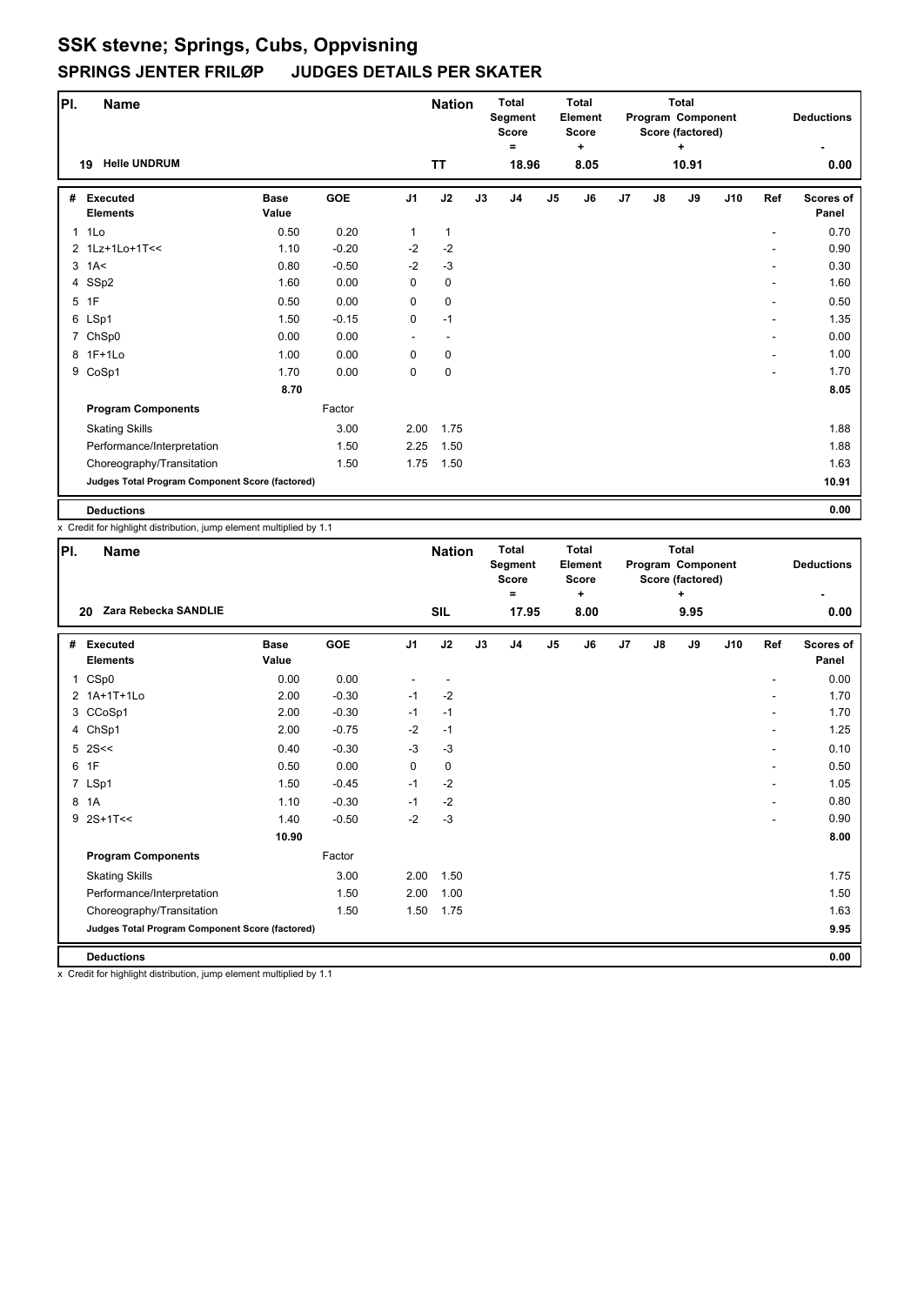# SSK stevne; Springs, Cubs, Oppvisning

## SPRINGS JENTER FRILØP JUDGES DETAILS PER SKATER

| Pl. | Name | Nation | Total Segment Score = | Total Element Score + | Total Program Component Score (factored) + | Deductions - |
|---|---|---|---|---|---|---|
| 19 | Helle UNDRUM | TT | 18.96 | 8.05 | 10.91 | 0.00 |

| # | Executed Elements | Base Value | GOE | J1 | J2 | J3 | J4 | J5 | J6 | J7 | J8 | J9 | J10 | Ref | Scores of Panel |
|---|---|---|---|---|---|---|---|---|---|---|---|---|---|---|---|
| 1 | 1Lo | 0.50 | 0.20 | 1 | 1 | | | | | | | | | - | 0.70 |
| 2 | 1Lz+1Lo+1T<< | 1.10 | -0.20 | -2 | -2 | | | | | | | | | - | 0.90 |
| 3 | 1A< | 0.80 | -0.50 | -2 | -3 | | | | | | | | | - | 0.30 |
| 4 | SSp2 | 1.60 | 0.00 | 0 | 0 | | | | | | | | | - | 1.60 |
| 5 | 1F | 0.50 | 0.00 | 0 | 0 | | | | | | | | | - | 0.50 |
| 6 | LSp1 | 1.50 | -0.15 | 0 | -1 | | | | | | | | | - | 1.35 |
| 7 | ChSp0 | 0.00 | 0.00 | - | - | | | | | | | | | - | 0.00 |
| 8 | 1F+1Lo | 1.00 | 0.00 | 0 | 0 | | | | | | | | | - | 1.00 |
| 9 | CoSp1 | 1.70 | 0.00 | 0 | 0 | | | | | | | | | - | 1.70 |
| | | 8.70 | | | | | | | | | | | | | 8.05 |
| | **Program Components** | | Factor | | | | | | | | | | | | |
| | Skating Skills | | 3.00 | 2.00 | 1.75 | | | | | | | | | | 1.88 |
| | Performance/Interpretation | | 1.50 | 2.25 | 1.50 | | | | | | | | | | 1.88 |
| | Choreography/Transitation | | 1.50 | 1.75 | 1.50 | | | | | | | | | | 1.63 |
| | **Judges Total Program Component Score (factored)** | | | | | | | | | | | | | | 10.91 |
| | **Deductions** | | | | | | | | | | | | | | 0.00 |

x Credit for highlight distribution, jump element multiplied by 1.1

| Pl. | Name | Nation | Total Segment Score = | Total Element Score + | Total Program Component Score (factored) + | Deductions - |
|---|---|---|---|---|---|---|
| 20 | Zara Rebecka SANDLIE | SIL | 17.95 | 8.00 | 9.95 | 0.00 |

| # | Executed Elements | Base Value | GOE | J1 | J2 | J3 | J4 | J5 | J6 | J7 | J8 | J9 | J10 | Ref | Scores of Panel |
|---|---|---|---|---|---|---|---|---|---|---|---|---|---|---|---|
| 1 | CSp0 | 0.00 | 0.00 | - | - | | | | | | | | | - | 0.00 |
| 2 | 1A+1T+1Lo | 2.00 | -0.30 | -1 | -2 | | | | | | | | | - | 1.70 |
| 3 | CCoSp1 | 2.00 | -0.30 | -1 | -1 | | | | | | | | | - | 1.70 |
| 4 | ChSp1 | 2.00 | -0.75 | -2 | -1 | | | | | | | | | - | 1.25 |
| 5 | 2S<< | 0.40 | -0.30 | -3 | -3 | | | | | | | | | - | 0.10 |
| 6 | 1F | 0.50 | 0.00 | 0 | 0 | | | | | | | | | - | 0.50 |
| 7 | LSp1 | 1.50 | -0.45 | -1 | -2 | | | | | | | | | - | 1.05 |
| 8 | 1A | 1.10 | -0.30 | -1 | -2 | | | | | | | | | - | 0.80 |
| 9 | 2S+1T<< | 1.40 | -0.50 | -2 | -3 | | | | | | | | | - | 0.90 |
| | | 10.90 | | | | | | | | | | | | | 8.00 |
| | **Program Components** | | Factor | | | | | | | | | | | | |
| | Skating Skills | | 3.00 | 2.00 | 1.50 | | | | | | | | | | 1.75 |
| | Performance/Interpretation | | 1.50 | 2.00 | 1.00 | | | | | | | | | | 1.50 |
| | Choreography/Transitation | | 1.50 | 1.50 | 1.75 | | | | | | | | | | 1.63 |
| | **Judges Total Program Component Score (factored)** | | | | | | | | | | | | | | 9.95 |
| | **Deductions** | | | | | | | | | | | | | | 0.00 |

x Credit for highlight distribution, jump element multiplied by 1.1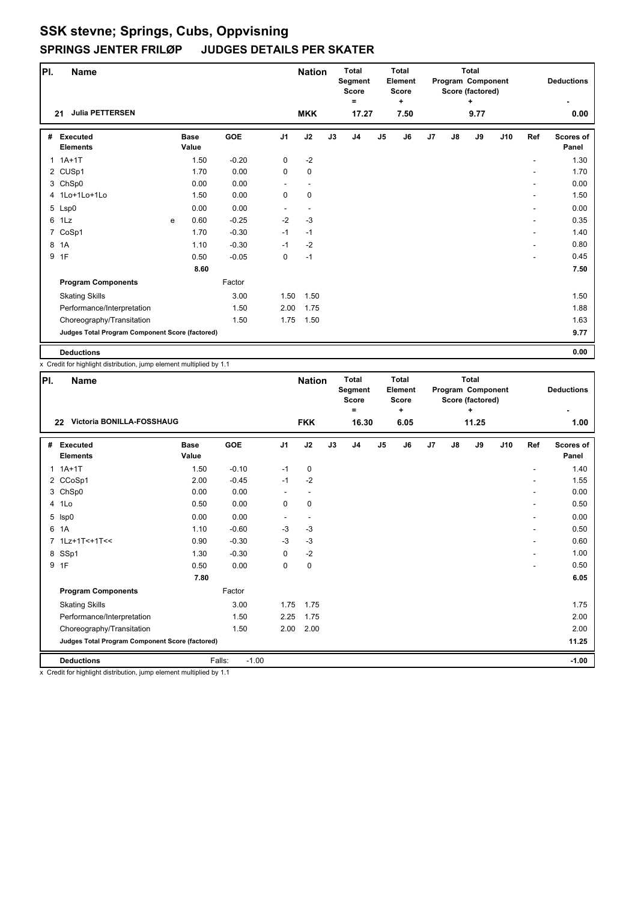# SSK stevne; Springs, Cubs, Oppvisning

## SPRINGS JENTER FRILØP JUDGES DETAILS PER SKATER

| Pl. | Name | Nation | Total Segment Score = | Total Element Score + | Total Program Component Score (factored) + | Deductions - |
|---|---|---|---|---|---|---|
| 21 | Julia PETTERSEN | MKK | 17.27 | 7.50 | 9.77 | 0.00 |

| # | Executed Elements | | Base Value | GOE | J1 | J2 | J3 | J4 | J5 | J6 | J7 | J8 | J9 | J10 | Ref | Scores of Panel |
|---|---|---|---|---|---|---|---|---|---|---|---|---|---|---|---|---|
| 1 | 1A+1T | | 1.50 | -0.20 | 0 | -2 | | | | | | | | | - | 1.30 |
| 2 | CUSp1 | | 1.70 | 0.00 | 0 | 0 | | | | | | | | | - | 1.70 |
| 3 | ChSp0 | | 0.00 | 0.00 | - | - | | | | | | | | | - | 0.00 |
| 4 | 1Lo+1Lo+1Lo | | 1.50 | 0.00 | 0 | 0 | | | | | | | | | - | 1.50 |
| 5 | Lsp0 | | 0.00 | 0.00 | - | - | | | | | | | | | - | 0.00 |
| 6 | 1Lz | e | 0.60 | -0.25 | -2 | -3 | | | | | | | | | - | 0.35 |
| 7 | CoSp1 | | 1.70 | -0.30 | -1 | -1 | | | | | | | | | - | 1.40 |
| 8 | 1A | | 1.10 | -0.30 | -1 | -2 | | | | | | | | | - | 0.80 |
| 9 | 1F | | 0.50 | -0.05 | 0 | -1 | | | | | | | | | - | 0.45 |
| | | | 8.60 | | | | | | | | | | | | | 7.50 |
| | **Program Components** | | | Factor | | | | | | | | | | | | |
| | Skating Skills | | | 3.00 | 1.50 | 1.50 | | | | | | | | | | 1.50 |
| | Performance/Interpretation | | | 1.50 | 2.00 | 1.75 | | | | | | | | | | 1.88 |
| | Choreography/Transitation | | | 1.50 | 1.75 | 1.50 | | | | | | | | | | 1.63 |
| | **Judges Total Program Component Score (factored)** | | | | | | | | | | | | | | | 9.77 |
| | **Deductions** | | | | | | | | | | | | | | | 0.00 |

x Credit for highlight distribution, jump element multiplied by 1.1

| Pl. | Name | Nation | Total Segment Score = | Total Element Score + | Total Program Component Score (factored) + | Deductions - |
|---|---|---|---|---|---|---|
| 22 | Victoria BONILLA-FOSSHAUG | FKK | 16.30 | 6.05 | 11.25 | 1.00 |

| # | Executed Elements | | Base Value | GOE | J1 | J2 | J3 | J4 | J5 | J6 | J7 | J8 | J9 | J10 | Ref | Scores of Panel |
|---|---|---|---|---|---|---|---|---|---|---|---|---|---|---|---|---|
| 1 | 1A+1T | | 1.50 | -0.10 | -1 | 0 | | | | | | | | | - | 1.40 |
| 2 | CCoSp1 | | 2.00 | -0.45 | -1 | -2 | | | | | | | | | - | 1.55 |
| 3 | ChSp0 | | 0.00 | 0.00 | - | - | | | | | | | | | - | 0.00 |
| 4 | 1Lo | | 0.50 | 0.00 | 0 | 0 | | | | | | | | | - | 0.50 |
| 5 | lsp0 | | 0.00 | 0.00 | - | - | | | | | | | | | - | 0.00 |
| 6 | 1A | | 1.10 | -0.60 | -3 | -3 | | | | | | | | | - | 0.50 |
| 7 | 1Lz+1T<+1T<< | | 0.90 | -0.30 | -3 | -3 | | | | | | | | | - | 0.60 |
| 8 | SSp1 | | 1.30 | -0.30 | 0 | -2 | | | | | | | | | - | 1.00 |
| 9 | 1F | | 0.50 | 0.00 | 0 | 0 | | | | | | | | | - | 0.50 |
| | | | 7.80 | | | | | | | | | | | | | 6.05 |
| | **Program Components** | | | Factor | | | | | | | | | | | | |
| | Skating Skills | | | 3.00 | 1.75 | 1.75 | | | | | | | | | | 1.75 |
| | Performance/Interpretation | | | 1.50 | 2.25 | 1.75 | | | | | | | | | | 2.00 |
| | Choreography/Transitation | | | 1.50 | 2.00 | 2.00 | | | | | | | | | | 2.00 |
| | **Judges Total Program Component Score (factored)** | | | | | | | | | | | | | | | 11.25 |
| | **Deductions** | | | Falls: -1.00 | | | | | | | | | | | | -1.00 |

x Credit for highlight distribution, jump element multiplied by 1.1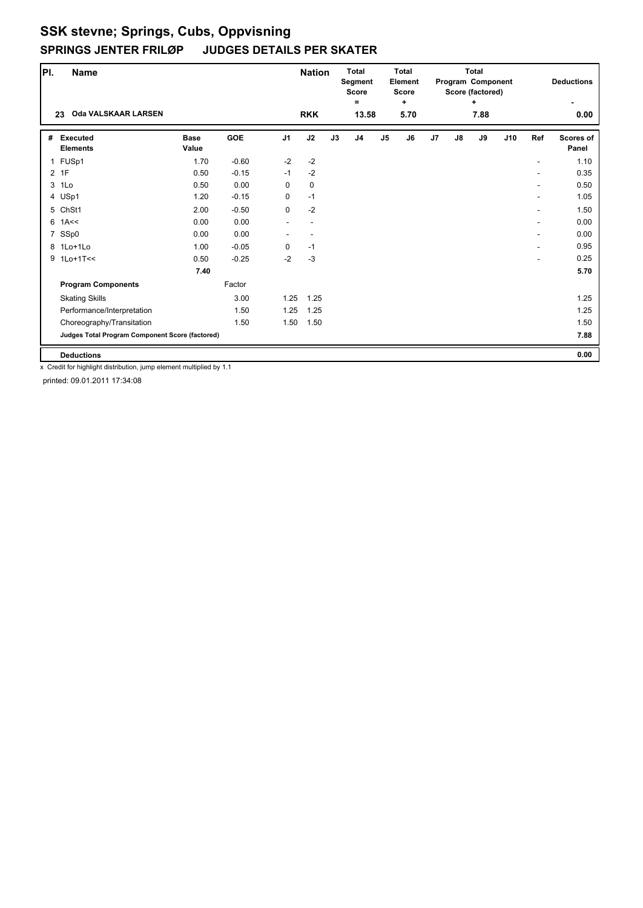# SSK stevne; Springs, Cubs, Oppvisning

## SPRINGS JENTER FRILØP JUDGES DETAILS PER SKATER

| Pl. | Name | | | Nation | Total Segment Score = | Total Element Score + | Total Program Component Score (factored) + | Deductions - |
|---|---|---|---|---|---|---|---|---|
| 23 | Oda VALSKAAR LARSEN | | | RKK | 13.58 | 5.70 | 7.88 | 0.00 |

| # | Executed Elements | Base Value | GOE | J1 | J2 | J3 | J4 | J5 | J6 | J7 | J8 | J9 | J10 | Ref | Scores of Panel |
|---|---|---|---|---|---|---|---|---|---|---|---|---|---|---|---|
| 1 | FUSp1 | 1.70 | -0.60 | -2 | -2 | | | | | | | | | - | 1.10 |
| 2 | 1F | 0.50 | -0.15 | -1 | -2 | | | | | | | | | - | 0.35 |
| 3 | 1Lo | 0.50 | 0.00 | 0 | 0 | | | | | | | | | - | 0.50 |
| 4 | USp1 | 1.20 | -0.15 | 0 | -1 | | | | | | | | | - | 1.05 |
| 5 | ChSt1 | 2.00 | -0.50 | 0 | -2 | | | | | | | | | - | 1.50 |
| 6 | 1A<< | 0.00 | 0.00 | - | - | | | | | | | | | - | 0.00 |
| 7 | SSp0 | 0.00 | 0.00 | - | - | | | | | | | | | - | 0.00 |
| 8 | 1Lo+1Lo | 1.00 | -0.05 | 0 | -1 | | | | | | | | | - | 0.95 |
| 9 | 1Lo+1T<< | 0.50 | -0.25 | -2 | -3 | | | | | | | | | - | 0.25 |
| | | 7.40 | | | | | | | | | | | | | 5.70 |
| | **Program Components** | | Factor | | | | | | | | | | | | |
| | Skating Skills | | 3.00 | 1.25 | 1.25 | | | | | | | | | | 1.25 |
| | Performance/Interpretation | | 1.50 | 1.25 | 1.25 | | | | | | | | | | 1.25 |
| | Choreography/Transitation | | 1.50 | 1.50 | 1.50 | | | | | | | | | | 1.50 |
| | **Judges Total Program Component Score (factored)** | | | | | | | | | | | | | | 7.88 |
| | **Deductions** | | | | | | | | | | | | | | 0.00 |

x Credit for highlight distribution, jump element multiplied by 1.1

printed: 09.01.2011 17:34:08